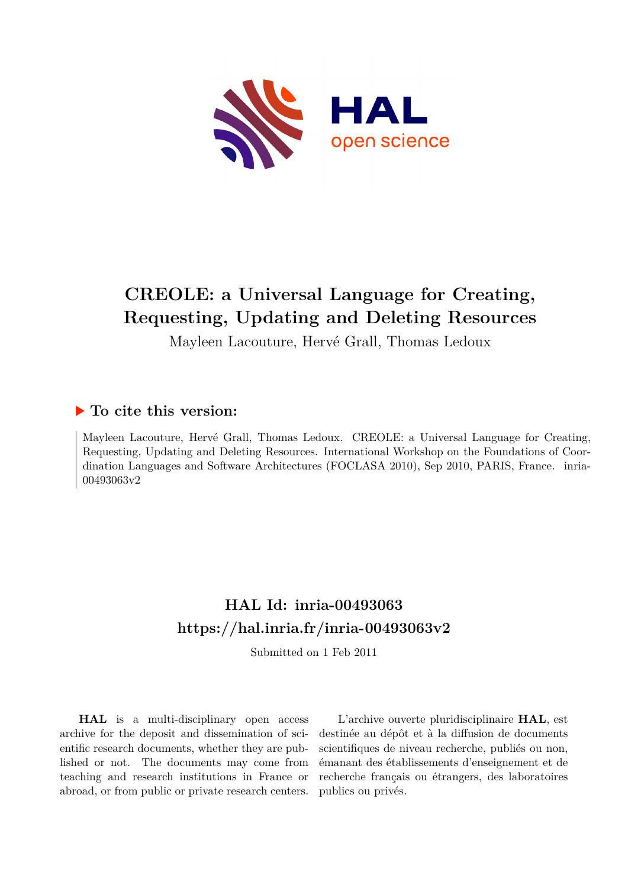# CREOLE: a Universal Language for Creating, Requesting, Updating and Deleting Resources

Mayleen Lacouture, Hervé Grall, Thomas Ledoux

## ▶ To cite this version:

Mayleen Lacouture, Hervé Grall, Thomas Ledoux. CREOLE: a Universal Language for Creating, Requesting, Updating and Deleting Resources. International Workshop on the Foundations of Coordination Languages and Software Architectures (FOCLASA 2010), Sep 2010, PARIS, France. inria-00493063v2

## HAL Id: inria-00493063
## https://hal.inria.fr/inria-00493063v2

Submitted on 1 Feb 2011

**HAL** is a multi-disciplinary open access archive for the deposit and dissemination of scientific research documents, whether they are published or not. The documents may come from teaching and research institutions in France or abroad, or from public or private research centers.

L'archive ouverte pluridisciplinaire **HAL**, est destinée au dépôt et à la diffusion de documents scientifiques de niveau recherche, publiés ou non, émanant des établissements d'enseignement et de recherche français ou étrangers, des laboratoires publics ou privés.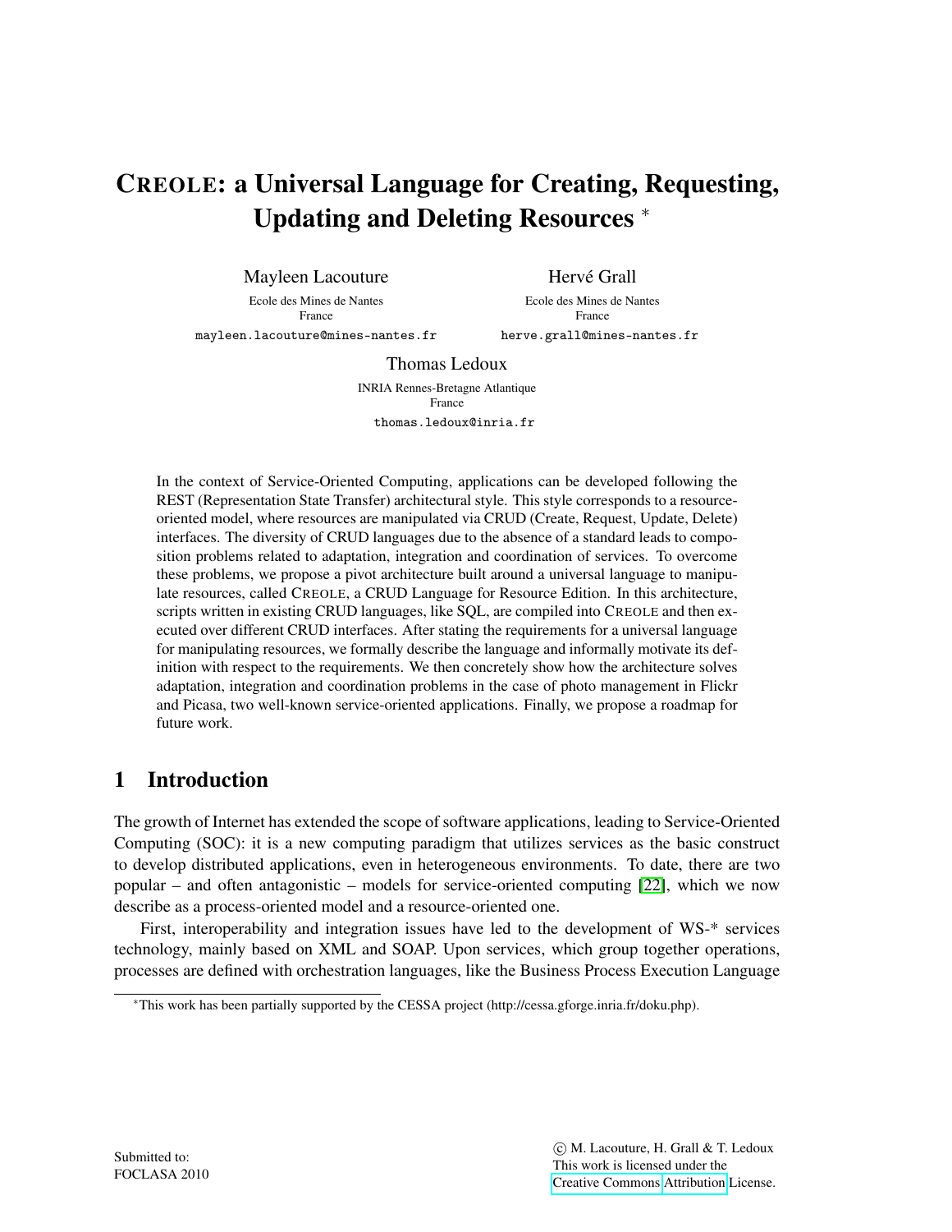# CREOLE: a Universal Language for Creating, Requesting, Updating and Deleting Resources *

Mayleen Lacouture
Ecole des Mines de Nantes
France
mayleen.lacouture@mines-nantes.fr

Hervé Grall
Ecole des Mines de Nantes
France
herve.grall@mines-nantes.fr

Thomas Ledoux
INRIA Rennes-Bretagne Atlantique
France
thomas.ledoux@inria.fr

In the context of Service-Oriented Computing, applications can be developed following the REST (Representation State Transfer) architectural style. This style corresponds to a resource-oriented model, where resources are manipulated via CRUD (Create, Request, Update, Delete) interfaces. The diversity of CRUD languages due to the absence of a standard leads to composition problems related to adaptation, integration and coordination of services. To overcome these problems, we propose a pivot architecture built around a universal language to manipulate resources, called CREOLE, a CRUD Language for Resource Edition. In this architecture, scripts written in existing CRUD languages, like SQL, are compiled into CREOLE and then executed over different CRUD interfaces. After stating the requirements for a universal language for manipulating resources, we formally describe the language and informally motivate its definition with respect to the requirements. We then concretely show how the architecture solves adaptation, integration and coordination problems in the case of photo management in Flickr and Picasa, two well-known service-oriented applications. Finally, we propose a roadmap for future work.

## 1 Introduction

The growth of Internet has extended the scope of software applications, leading to Service-Oriented Computing (SOC): it is a new computing paradigm that utilizes services as the basic construct to develop distributed applications, even in heterogeneous environments. To date, there are two popular – and often antagonistic – models for service-oriented computing [22], which we now describe as a process-oriented model and a resource-oriented one.

First, interoperability and integration issues have led to the development of WS-* services technology, mainly based on XML and SOAP. Upon services, which group together operations, processes are defined with orchestration languages, like the Business Process Execution Language

*This work has been partially supported by the CESSA project (http://cessa.gforge.inria.fr/doku.php).

Submitted to:
FOCLASA 2010

© M. Lacouture, H. Grall & T. Ledoux
This work is licensed under the
Creative Commons Attribution License.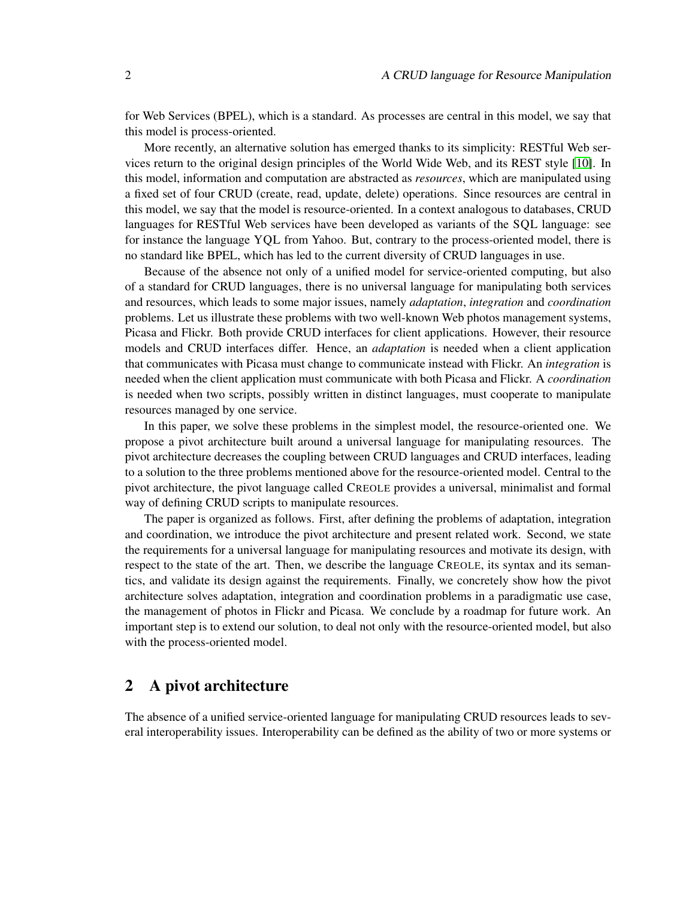for Web Services (BPEL), which is a standard. As processes are central in this model, we say that this model is process-oriented.

More recently, an alternative solution has emerged thanks to its simplicity: RESTful Web services return to the original design principles of the World Wide Web, and its REST style [10]. In this model, information and computation are abstracted as *resources*, which are manipulated using a fixed set of four CRUD (create, read, update, delete) operations. Since resources are central in this model, we say that the model is resource-oriented. In a context analogous to databases, CRUD languages for RESTful Web services have been developed as variants of the SQL language: see for instance the language YQL from Yahoo. But, contrary to the process-oriented model, there is no standard like BPEL, which has led to the current diversity of CRUD languages in use.

Because of the absence not only of a unified model for service-oriented computing, but also of a standard for CRUD languages, there is no universal language for manipulating both services and resources, which leads to some major issues, namely *adaptation*, *integration* and *coordination* problems. Let us illustrate these problems with two well-known Web photos management systems, Picasa and Flickr. Both provide CRUD interfaces for client applications. However, their resource models and CRUD interfaces differ. Hence, an *adaptation* is needed when a client application that communicates with Picasa must change to communicate instead with Flickr. An *integration* is needed when the client application must communicate with both Picasa and Flickr. A *coordination* is needed when two scripts, possibly written in distinct languages, must cooperate to manipulate resources managed by one service.

In this paper, we solve these problems in the simplest model, the resource-oriented one. We propose a pivot architecture built around a universal language for manipulating resources. The pivot architecture decreases the coupling between CRUD languages and CRUD interfaces, leading to a solution to the three problems mentioned above for the resource-oriented model. Central to the pivot architecture, the pivot language called CREOLE provides a universal, minimalist and formal way of defining CRUD scripts to manipulate resources.

The paper is organized as follows. First, after defining the problems of adaptation, integration and coordination, we introduce the pivot architecture and present related work. Second, we state the requirements for a universal language for manipulating resources and motivate its design, with respect to the state of the art. Then, we describe the language CREOLE, its syntax and its semantics, and validate its design against the requirements. Finally, we concretely show how the pivot architecture solves adaptation, integration and coordination problems in a paradigmatic use case, the management of photos in Flickr and Picasa. We conclude by a roadmap for future work. An important step is to extend our solution, to deal not only with the resource-oriented model, but also with the process-oriented model.

## 2 A pivot architecture

The absence of a unified service-oriented language for manipulating CRUD resources leads to several interoperability issues. Interoperability can be defined as the ability of two or more systems or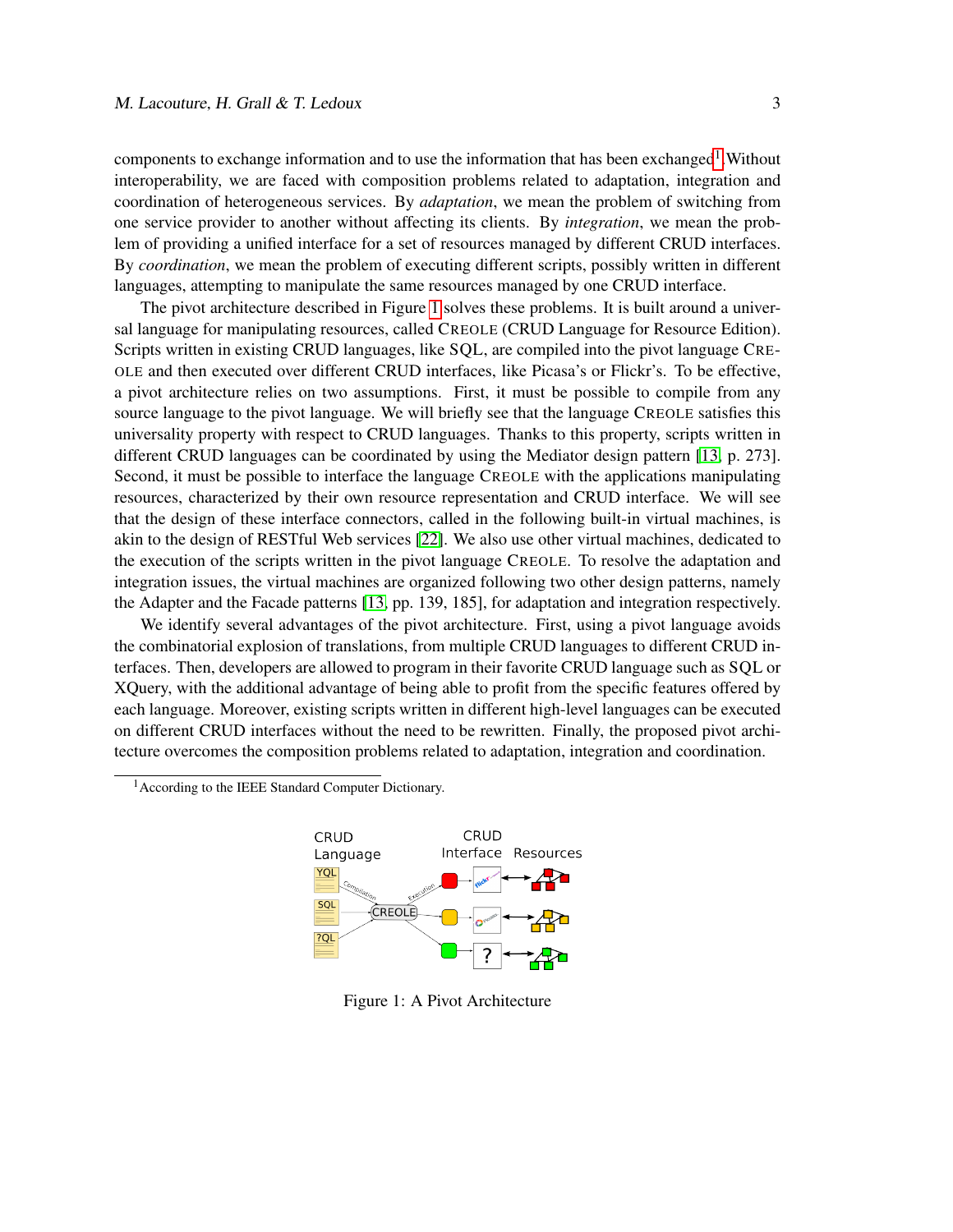components to exchange information and to use the information that has been exchanged[1] Without interoperability, we are faced with composition problems related to adaptation, integration and coordination of heterogeneous services. By *adaptation*, we mean the problem of switching from one service provider to another without affecting its clients. By *integration*, we mean the problem of providing a unified interface for a set of resources managed by different CRUD interfaces. By *coordination*, we mean the problem of executing different scripts, possibly written in different languages, attempting to manipulate the same resources managed by one CRUD interface.

The pivot architecture described in Figure 1 solves these problems. It is built around a universal language for manipulating resources, called CREOLE (CRUD Language for Resource Edition). Scripts written in existing CRUD languages, like SQL, are compiled into the pivot language CREOLE and then executed over different CRUD interfaces, like Picasa's or Flickr's. To be effective, a pivot architecture relies on two assumptions. First, it must be possible to compile from any source language to the pivot language. We will briefly see that the language CREOLE satisfies this universality property with respect to CRUD languages. Thanks to this property, scripts written in different CRUD languages can be coordinated by using the Mediator design pattern [13, p. 273]. Second, it must be possible to interface the language CREOLE with the applications manipulating resources, characterized by their own resource representation and CRUD interface. We will see that the design of these interface connectors, called in the following built-in virtual machines, is akin to the design of RESTful Web services [22]. We also use other virtual machines, dedicated to the execution of the scripts written in the pivot language CREOLE. To resolve the adaptation and integration issues, the virtual machines are organized following two other design patterns, namely the Adapter and the Facade patterns [13, pp. 139, 185], for adaptation and integration respectively.

We identify several advantages of the pivot architecture. First, using a pivot language avoids the combinatorial explosion of translations, from multiple CRUD languages to different CRUD interfaces. Then, developers are allowed to program in their favorite CRUD language such as SQL or XQuery, with the additional advantage of being able to profit from the specific features offered by each language. Moreover, existing scripts written in different high-level languages can be executed on different CRUD interfaces without the need to be rewritten. Finally, the proposed pivot architecture overcomes the composition problems related to adaptation, integration and coordination.

[1] According to the IEEE Standard Computer Dictionary.

Figure 1: A Pivot Architecture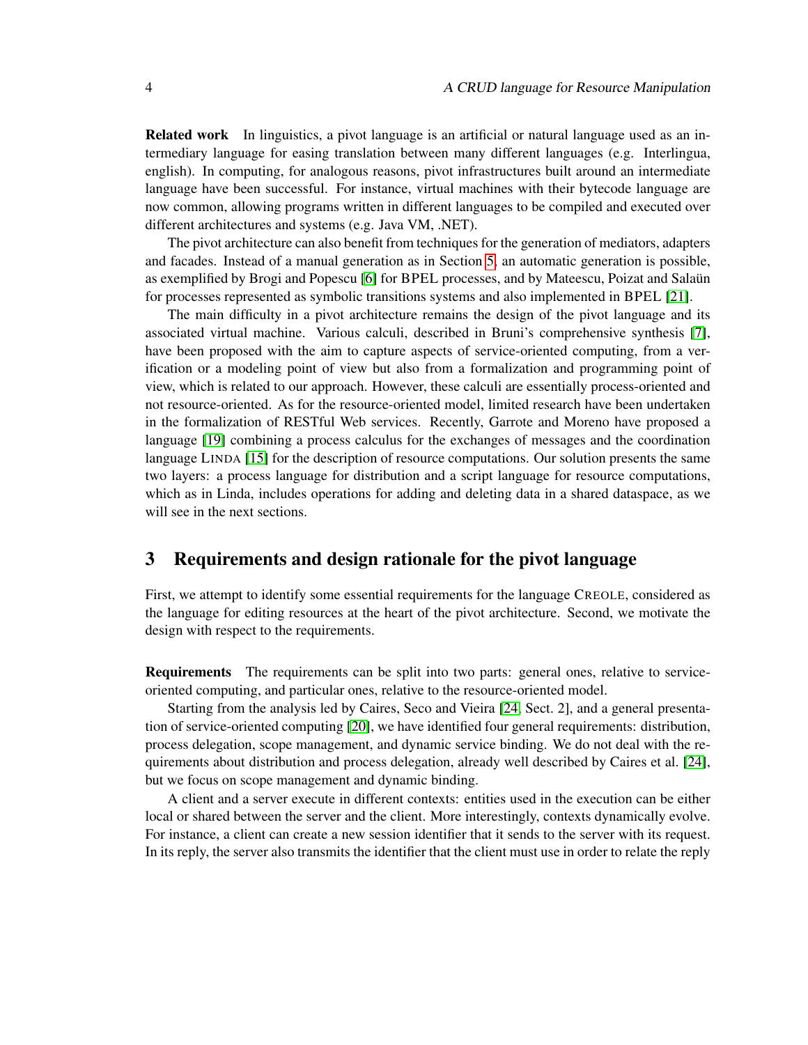**Related work** In linguistics, a pivot language is an artificial or natural language used as an intermediary language for easing translation between many different languages (e.g. Interlingua, english). In computing, for analogous reasons, pivot infrastructures built around an intermediate language have been successful. For instance, virtual machines with their bytecode language are now common, allowing programs written in different languages to be compiled and executed over different architectures and systems (e.g. Java VM, .NET).

The pivot architecture can also benefit from techniques for the generation of mediators, adapters and facades. Instead of a manual generation as in Section 5, an automatic generation is possible, as exemplified by Brogi and Popescu [6] for BPEL processes, and by Mateescu, Poizat and Salaün for processes represented as symbolic transitions systems and also implemented in BPEL [21].

The main difficulty in a pivot architecture remains the design of the pivot language and its associated virtual machine. Various calculi, described in Bruni's comprehensive synthesis [7], have been proposed with the aim to capture aspects of service-oriented computing, from a verification or a modeling point of view but also from a formalization and programming point of view, which is related to our approach. However, these calculi are essentially process-oriented and not resource-oriented. As for the resource-oriented model, limited research have been undertaken in the formalization of RESTful Web services. Recently, Garrote and Moreno have proposed a language [19] combining a process calculus for the exchanges of messages and the coordination language LINDA [15] for the description of resource computations. Our solution presents the same two layers: a process language for distribution and a script language for resource computations, which as in Linda, includes operations for adding and deleting data in a shared dataspace, as we will see in the next sections.

## 3 Requirements and design rationale for the pivot language

First, we attempt to identify some essential requirements for the language CREOLE, considered as the language for editing resources at the heart of the pivot architecture. Second, we motivate the design with respect to the requirements.

**Requirements** The requirements can be split into two parts: general ones, relative to service-oriented computing, and particular ones, relative to the resource-oriented model.

Starting from the analysis led by Caires, Seco and Vieira [24, Sect. 2], and a general presentation of service-oriented computing [20], we have identified four general requirements: distribution, process delegation, scope management, and dynamic service binding. We do not deal with the requirements about distribution and process delegation, already well described by Caires et al. [24], but we focus on scope management and dynamic binding.

A client and a server execute in different contexts: entities used in the execution can be either local or shared between the server and the client. More interestingly, contexts dynamically evolve. For instance, a client can create a new session identifier that it sends to the server with its request. In its reply, the server also transmits the identifier that the client must use in order to relate the reply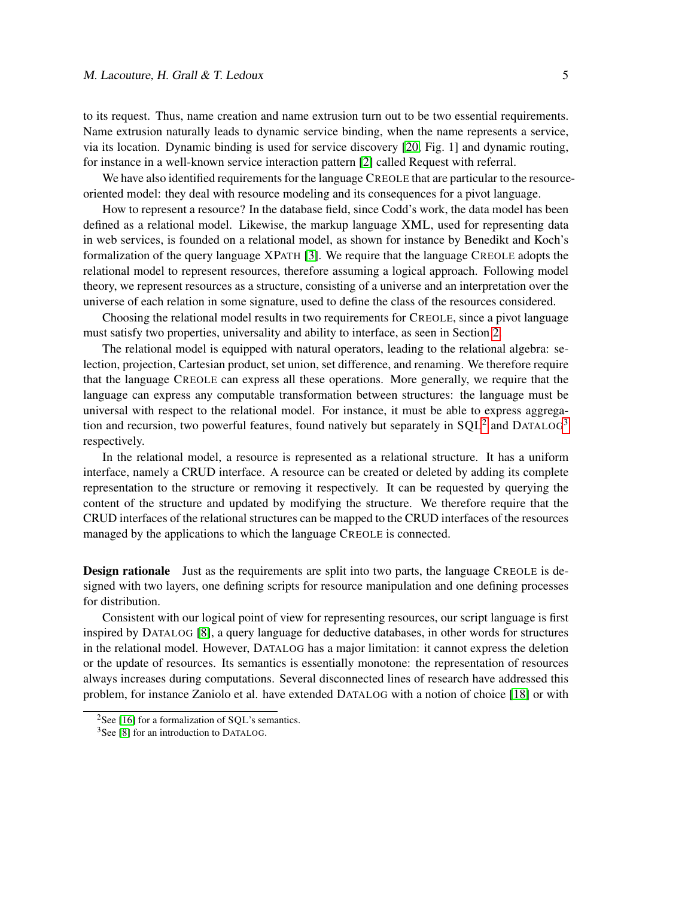to its request. Thus, name creation and name extrusion turn out to be two essential requirements. Name extrusion naturally leads to dynamic service binding, when the name represents a service, via its location. Dynamic binding is used for service discovery [20, Fig. 1] and dynamic routing, for instance in a well-known service interaction pattern [2] called Request with referral.

We have also identified requirements for the language CREOLE that are particular to the resource-oriented model: they deal with resource modeling and its consequences for a pivot language.

How to represent a resource? In the database field, since Codd's work, the data model has been defined as a relational model. Likewise, the markup language XML, used for representing data in web services, is founded on a relational model, as shown for instance by Benedikt and Koch's formalization of the query language XPATH [3]. We require that the language CREOLE adopts the relational model to represent resources, therefore assuming a logical approach. Following model theory, we represent resources as a structure, consisting of a universe and an interpretation over the universe of each relation in some signature, used to define the class of the resources considered.

Choosing the relational model results in two requirements for CREOLE, since a pivot language must satisfy two properties, universality and ability to interface, as seen in Section 2.

The relational model is equipped with natural operators, leading to the relational algebra: selection, projection, Cartesian product, set union, set difference, and renaming. We therefore require that the language CREOLE can express all these operations. More generally, we require that the language can express any computable transformation between structures: the language must be universal with respect to the relational model. For instance, it must be able to express aggregation and recursion, two powerful features, found natively but separately in SQL[2] and DATALOG[3] respectively.

In the relational model, a resource is represented as a relational structure. It has a uniform interface, namely a CRUD interface. A resource can be created or deleted by adding its complete representation to the structure or removing it respectively. It can be requested by querying the content of the structure and updated by modifying the structure. We therefore require that the CRUD interfaces of the relational structures can be mapped to the CRUD interfaces of the resources managed by the applications to which the language CREOLE is connected.

**Design rationale** Just as the requirements are split into two parts, the language CREOLE is designed with two layers, one defining scripts for resource manipulation and one defining processes for distribution.

Consistent with our logical point of view for representing resources, our script language is first inspired by DATALOG [8], a query language for deductive databases, in other words for structures in the relational model. However, DATALOG has a major limitation: it cannot express the deletion or the update of resources. Its semantics is essentially monotone: the representation of resources always increases during computations. Several disconnected lines of research have addressed this problem, for instance Zaniolo et al. have extended DATALOG with a notion of choice [18] or with

[2] See [16] for a formalization of SQL's semantics.

[3] See [8] for an introduction to DATALOG.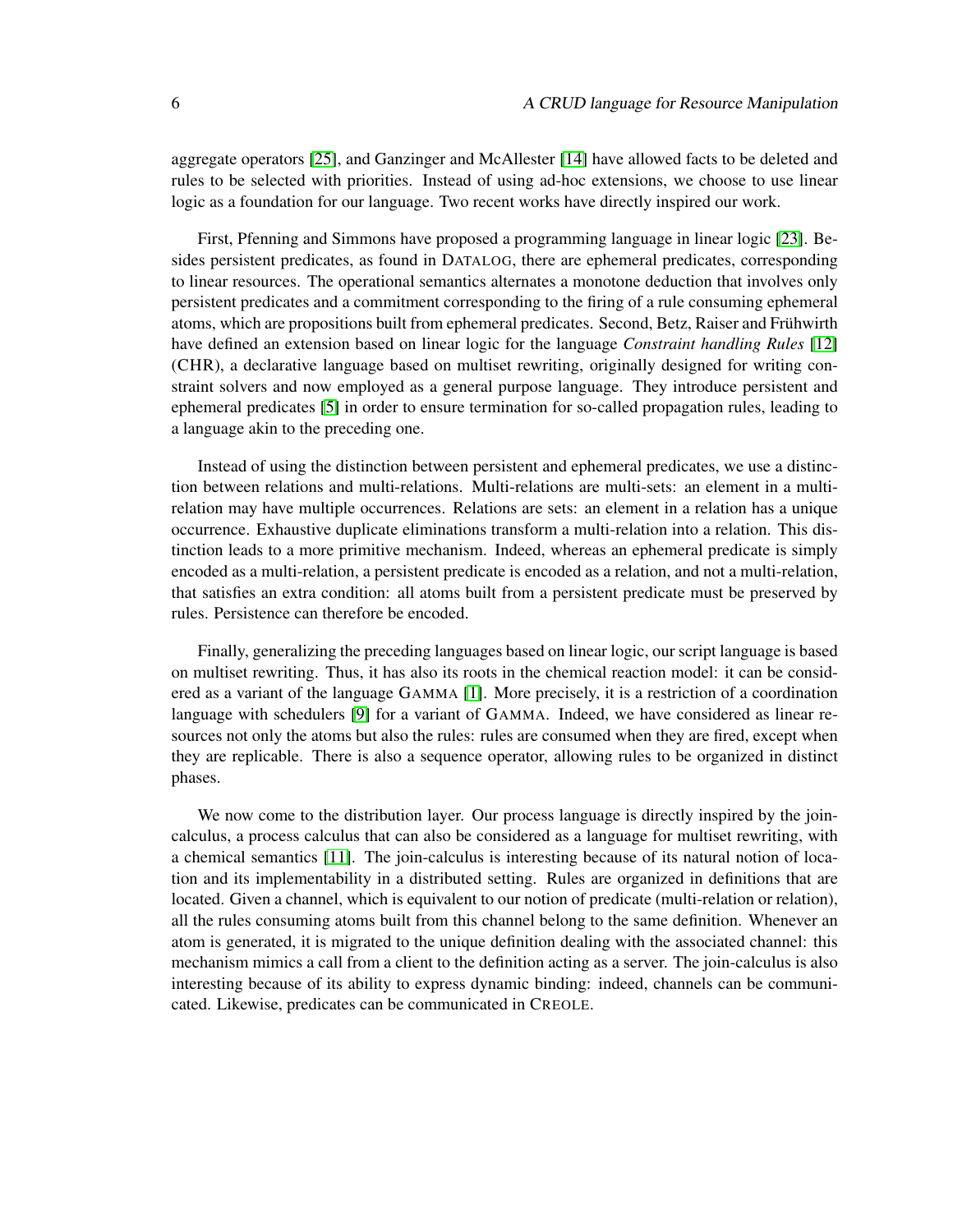aggregate operators [25], and Ganzinger and McAllester [14] have allowed facts to be deleted and rules to be selected with priorities. Instead of using ad-hoc extensions, we choose to use linear logic as a foundation for our language. Two recent works have directly inspired our work.

First, Pfenning and Simmons have proposed a programming language in linear logic [23]. Besides persistent predicates, as found in DATALOG, there are ephemeral predicates, corresponding to linear resources. The operational semantics alternates a monotone deduction that involves only persistent predicates and a commitment corresponding to the firing of a rule consuming ephemeral atoms, which are propositions built from ephemeral predicates. Second, Betz, Raiser and Frühwirth have defined an extension based on linear logic for the language *Constraint handling Rules* [12] (CHR), a declarative language based on multiset rewriting, originally designed for writing constraint solvers and now employed as a general purpose language. They introduce persistent and ephemeral predicates [5] in order to ensure termination for so-called propagation rules, leading to a language akin to the preceding one.

Instead of using the distinction between persistent and ephemeral predicates, we use a distinction between relations and multi-relations. Multi-relations are multi-sets: an element in a multi-relation may have multiple occurrences. Relations are sets: an element in a relation has a unique occurrence. Exhaustive duplicate eliminations transform a multi-relation into a relation. This distinction leads to a more primitive mechanism. Indeed, whereas an ephemeral predicate is simply encoded as a multi-relation, a persistent predicate is encoded as a relation, and not a multi-relation, that satisfies an extra condition: all atoms built from a persistent predicate must be preserved by rules. Persistence can therefore be encoded.

Finally, generalizing the preceding languages based on linear logic, our script language is based on multiset rewriting. Thus, it has also its roots in the chemical reaction model: it can be considered as a variant of the language GAMMA [1]. More precisely, it is a restriction of a coordination language with schedulers [9] for a variant of GAMMA. Indeed, we have considered as linear resources not only the atoms but also the rules: rules are consumed when they are fired, except when they are replicable. There is also a sequence operator, allowing rules to be organized in distinct phases.

We now come to the distribution layer. Our process language is directly inspired by the join-calculus, a process calculus that can also be considered as a language for multiset rewriting, with a chemical semantics [11]. The join-calculus is interesting because of its natural notion of location and its implementability in a distributed setting. Rules are organized in definitions that are located. Given a channel, which is equivalent to our notion of predicate (multi-relation or relation), all the rules consuming atoms built from this channel belong to the same definition. Whenever an atom is generated, it is migrated to the unique definition dealing with the associated channel: this mechanism mimics a call from a client to the definition acting as a server. The join-calculus is also interesting because of its ability to express dynamic binding: indeed, channels can be communicated. Likewise, predicates can be communicated in CREOLE.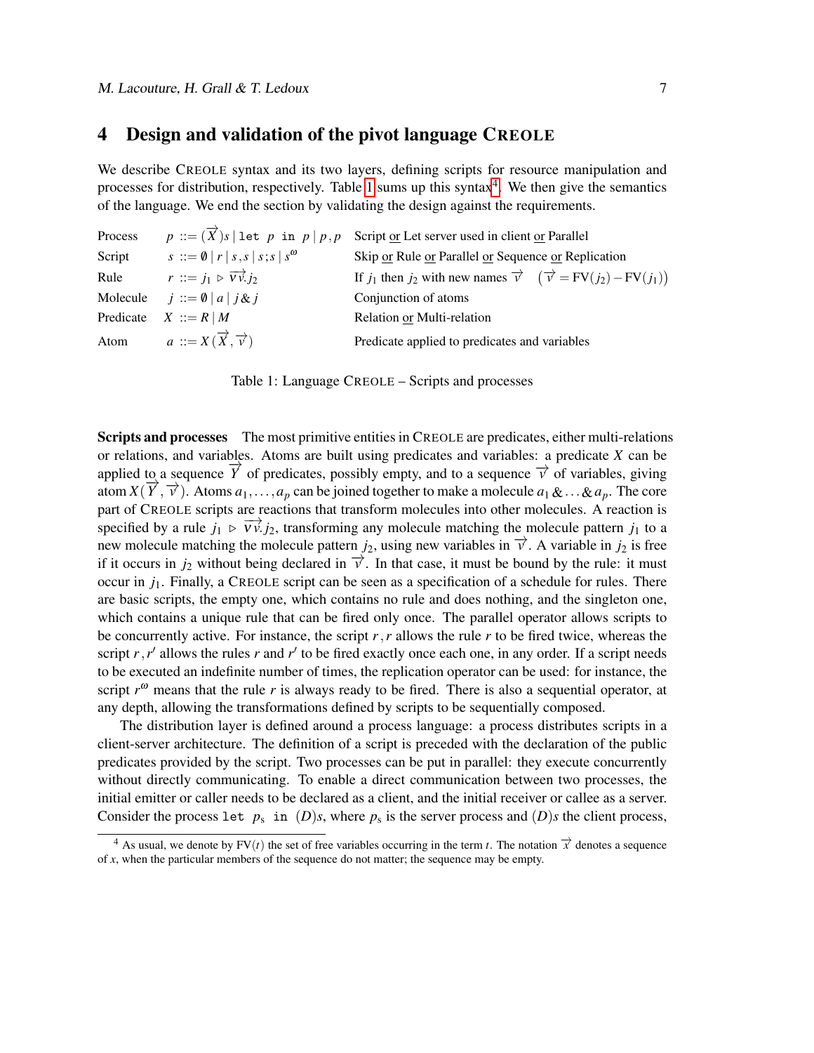## 4 Design and validation of the pivot language CREOLE

We describe CREOLE syntax and its two layers, defining scripts for resource manipulation and processes for distribution, respectively. Table 1 sums up this syntax[4]. We then give the semantics of the language. We end the section by validating the design against the requirements.

| | | |
|---|---|---|
| Process | $p ::= (\overrightarrow{X})s \mid \texttt{let}\ p\ \texttt{in}\ p \mid p\,,p$ | Script or Let server used in client or Parallel |
| Script | $s ::= \emptyset \mid r \mid s\,,s \mid s\,;s \mid s^{\omega}$ | Skip or Rule or Parallel or Sequence or Replication |
| Rule | $r ::= j_1 \triangleright \nu\overrightarrow{v}.j_2$ | If $j_1$ then $j_2$ with new names $\overrightarrow{v}$ $\quad \left(\overrightarrow{v} = \mathrm{FV}(j_2) - \mathrm{FV}(j_1)\right)$ |
| Molecule | $j ::= \emptyset \mid a \mid j\,\&\,j$ | Conjunction of atoms |
| Predicate | $X ::= R \mid M$ | Relation or Multi-relation |
| Atom | $a ::= X(\overrightarrow{X}, \overrightarrow{v})$ | Predicate applied to predicates and variables |

Table 1: Language CREOLE – Scripts and processes

**Scripts and processes** The most primitive entities in CREOLE are predicates, either multi-relations or relations, and variables. Atoms are built using predicates and variables: a predicate $X$ can be applied to a sequence $\overrightarrow{Y}$ of predicates, possibly empty, and to a sequence $\overrightarrow{v}$ of variables, giving atom $X(\overrightarrow{Y}, \overrightarrow{v})$. Atoms $a_1, \ldots, a_p$ can be joined together to make a molecule $a_1 \,\&\ldots\&\, a_p$. The core part of CREOLE scripts are reactions that transform molecules into other molecules. A reaction is specified by a rule $j_1 \triangleright \nu\overrightarrow{v}.j_2$, transforming any molecule matching the molecule pattern $j_1$ to a new molecule matching the molecule pattern $j_2$, using new variables in $\overrightarrow{v}$. A variable in $j_2$ is free if it occurs in $j_2$ without being declared in $\overrightarrow{v}$. In that case, it must be bound by the rule: it must occur in $j_1$. Finally, a CREOLE script can be seen as a specification of a schedule for rules. There are basic scripts, the empty one, which contains no rule and does nothing, and the singleton one, which contains a unique rule that can be fired only once. The parallel operator allows scripts to be concurrently active. For instance, the script $r\,,r$ allows the rule $r$ to be fired twice, whereas the script $r\,,r'$ allows the rules $r$ and $r'$ to be fired exactly once each one, in any order. If a script needs to be executed an indefinite number of times, the replication operator can be used: for instance, the script $r^{\omega}$ means that the rule $r$ is always ready to be fired. There is also a sequential operator, at any depth, allowing the transformations defined by scripts to be sequentially composed.

The distribution layer is defined around a process language: a process distributes scripts in a client-server architecture. The definition of a script is preceded with the declaration of the public predicates provided by the script. Two processes can be put in parallel: they execute concurrently without directly communicating. To enable a direct communication between two processes, the initial emitter or caller needs to be declared as a client, and the initial receiver or callee as a server. Consider the process `let` $p_s$ `in` $(D)s$, where $p_s$ is the server process and $(D)s$ the client process,

[4] As usual, we denote by $\mathrm{FV}(t)$ the set of free variables occurring in the term $t$. The notation $\overrightarrow{x}$ denotes a sequence of $x$, when the particular members of the sequence do not matter; the sequence may be empty.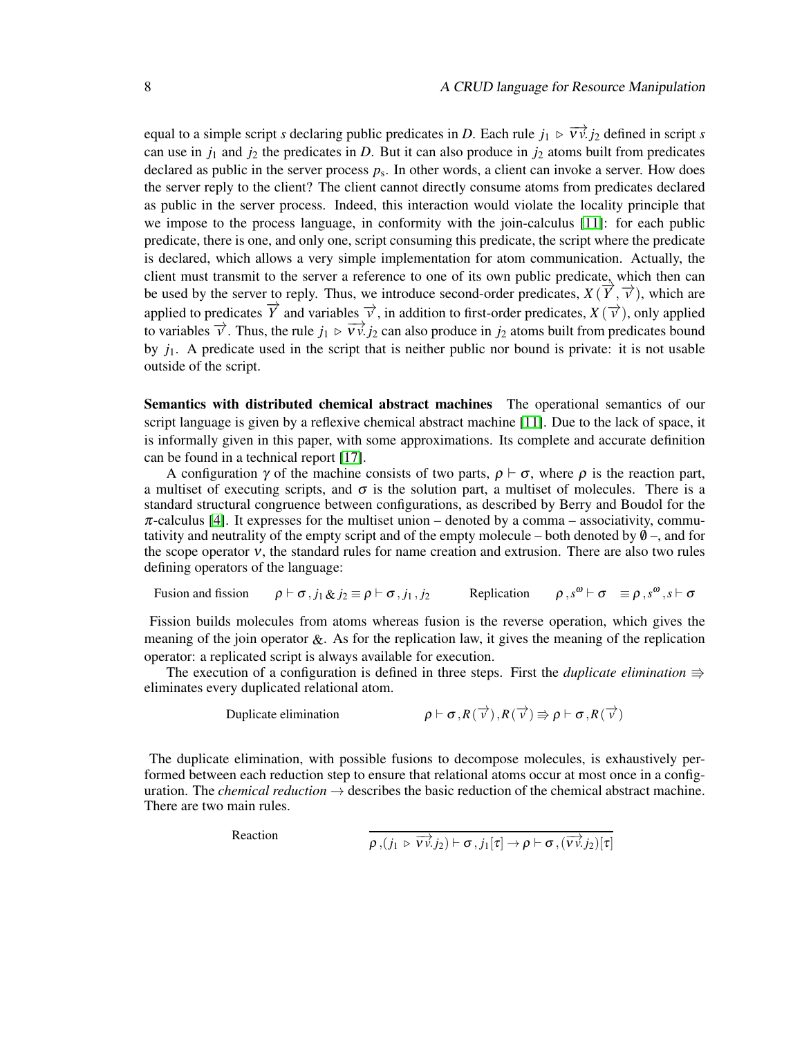equal to a simple script $s$ declaring public predicates in $D$. Each rule $j_1 \triangleright \overrightarrow{\nu v}.j_2$ defined in script $s$ can use in $j_1$ and $j_2$ the predicates in $D$. But it can also produce in $j_2$ atoms built from predicates declared as public in the server process $p_s$. In other words, a client can invoke a server. How does the server reply to the client? The client cannot directly consume atoms from predicates declared as public in the server process. Indeed, this interaction would violate the locality principle that we impose to the process language, in conformity with the join-calculus [11]: for each public predicate, there is one, and only one, script consuming this predicate, the script where the predicate is declared, which allows a very simple implementation for atom communication. Actually, the client must transmit to the server a reference to one of its own public predicate, which then can be used by the server to reply. Thus, we introduce second-order predicates, $X(\overrightarrow{Y}, \overrightarrow{v})$, which are applied to predicates $\overrightarrow{Y}$ and variables $\overrightarrow{v}$, in addition to first-order predicates, $X(\overrightarrow{v})$, only applied to variables $\overrightarrow{v}$. Thus, the rule $j_1 \triangleright \overrightarrow{\nu v}.j_2$ can also produce in $j_2$ atoms built from predicates bound by $j_1$. A predicate used in the script that is neither public nor bound is private: it is not usable outside of the script.

**Semantics with distributed chemical abstract machines** The operational semantics of our script language is given by a reflexive chemical abstract machine [11]. Due to the lack of space, it is informally given in this paper, with some approximations. Its complete and accurate definition can be found in a technical report [17].

A configuration $\gamma$ of the machine consists of two parts, $\rho \vdash \sigma$, where $\rho$ is the reaction part, a multiset of executing scripts, and $\sigma$ is the solution part, a multiset of molecules. There is a standard structural congruence between configurations, as described by Berry and Boudol for the $\pi$-calculus [4]. It expresses for the multiset union – denoted by a comma – associativity, commutativity and neutrality of the empty script and of the empty molecule – both denoted by $\emptyset$ –, and for the scope operator $\nu$, the standard rules for name creation and extrusion. There are also two rules defining operators of the language:

$$\text{Fusion and fission} \qquad \rho \vdash \sigma, j_1 \,\&\, j_2 \equiv \rho \vdash \sigma, j_1, j_2 \qquad\qquad \text{Replication} \qquad \rho, s^{\omega} \vdash \sigma \;\; \equiv \rho, s^{\omega}, s \vdash \sigma$$

Fission builds molecules from atoms whereas fusion is the reverse operation, which gives the meaning of the join operator $\&$. As for the replication law, it gives the meaning of the replication operator: a replicated script is always available for execution.

The execution of a configuration is defined in three steps. First the *duplicate elimination* $\Rrightarrow$ eliminates every duplicated relational atom.

$$\text{Duplicate elimination} \qquad\qquad \rho \vdash \sigma, R(\overrightarrow{v}), R(\overrightarrow{v}) \Rrightarrow \rho \vdash \sigma, R(\overrightarrow{v})$$

The duplicate elimination, with possible fusions to decompose molecules, is exhaustively performed between each reduction step to ensure that relational atoms occur at most once in a configuration. The *chemical reduction* $\rightarrow$ describes the basic reduction of the chemical abstract machine. There are two main rules.

$$\text{Reaction} \qquad\qquad \frac{}{\rho, (j_1 \triangleright \overrightarrow{\nu v}.j_2) \vdash \sigma, j_1[\tau] \rightarrow \rho \vdash \sigma, (\overrightarrow{\nu v}.j_2)[\tau]}$$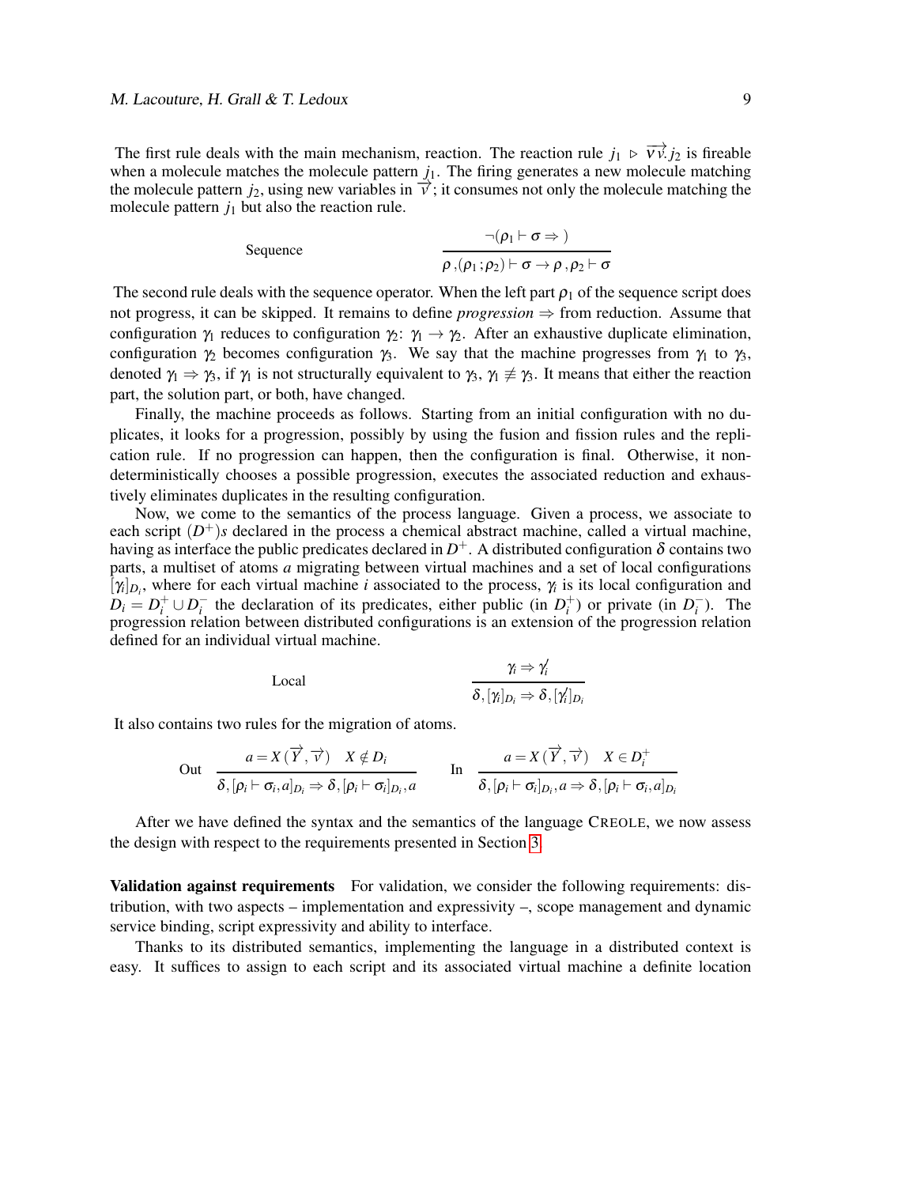The first rule deals with the main mechanism, reaction. The reaction rule $j_1 \triangleright \nu\overrightarrow{v}.j_2$ is fireable when a molecule matches the molecule pattern $j_1$. The firing generates a new molecule matching the molecule pattern $j_2$, using new variables in $\overrightarrow{v}$; it consumes not only the molecule matching the molecule pattern $j_1$ but also the reaction rule.

$$\text{Sequence} \qquad \frac{\neg(\rho_1 \vdash \sigma \Rightarrow\ )}{\rho\,,(\rho_1\,;\rho_2) \vdash \sigma \rightarrow \rho\,,\rho_2 \vdash \sigma}$$

The second rule deals with the sequence operator. When the left part $\rho_1$ of the sequence script does not progress, it can be skipped. It remains to define *progression* $\Rightarrow$ from reduction. Assume that configuration $\gamma_1$ reduces to configuration $\gamma_2$: $\gamma_1 \rightarrow \gamma_2$. After an exhaustive duplicate elimination, configuration $\gamma_2$ becomes configuration $\gamma_3$. We say that the machine progresses from $\gamma_1$ to $\gamma_3$, denoted $\gamma_1 \Rightarrow \gamma_3$, if $\gamma_1$ is not structurally equivalent to $\gamma_3$, $\gamma_1 \not\equiv \gamma_3$. It means that either the reaction part, the solution part, or both, have changed.

Finally, the machine proceeds as follows. Starting from an initial configuration with no duplicates, it looks for a progression, possibly by using the fusion and fission rules and the replication rule. If no progression can happen, then the configuration is final. Otherwise, it non-deterministically chooses a possible progression, executes the associated reduction and exhaustively eliminates duplicates in the resulting configuration.

Now, we come to the semantics of the process language. Given a process, we associate to each script $(D^+)s$ declared in the process a chemical abstract machine, called a virtual machine, having as interface the public predicates declared in $D^+$. A distributed configuration $\delta$ contains two parts, a multiset of atoms $a$ migrating between virtual machines and a set of local configurations $[\gamma_i]_{D_i}$, where for each virtual machine $i$ associated to the process, $\gamma_i$ is its local configuration and $D_i = D_i^+ \cup D_i^-$ the declaration of its predicates, either public (in $D_i^+$) or private (in $D_i^-$). The progression relation between distributed configurations is an extension of the progression relation defined for an individual virtual machine.

$$\text{Local} \qquad \frac{\gamma_i \Rightarrow \gamma_i'}{\delta, [\gamma_i]_{D_i} \Rightarrow \delta, [\gamma_i']_{D_i}}$$

It also contains two rules for the migration of atoms.

$$\text{Out} \quad \frac{a = X\,(\overrightarrow{Y}, \overrightarrow{v}) \quad X \notin D_i}{\delta, [\rho_i \vdash \sigma_i, a]_{D_i} \Rightarrow \delta, [\rho_i \vdash \sigma_i]_{D_i}, a} \qquad \text{In} \quad \frac{a = X\,(\overrightarrow{Y}, \overrightarrow{v}) \quad X \in D_i^+}{\delta, [\rho_i \vdash \sigma_i]_{D_i}, a \Rightarrow \delta, [\rho_i \vdash \sigma_i, a]_{D_i}}$$

After we have defined the syntax and the semantics of the language CREOLE, we now assess the design with respect to the requirements presented in Section 3.

**Validation against requirements** For validation, we consider the following requirements: distribution, with two aspects – implementation and expressivity –, scope management and dynamic service binding, script expressivity and ability to interface.

Thanks to its distributed semantics, implementing the language in a distributed context is easy. It suffices to assign to each script and its associated virtual machine a definite location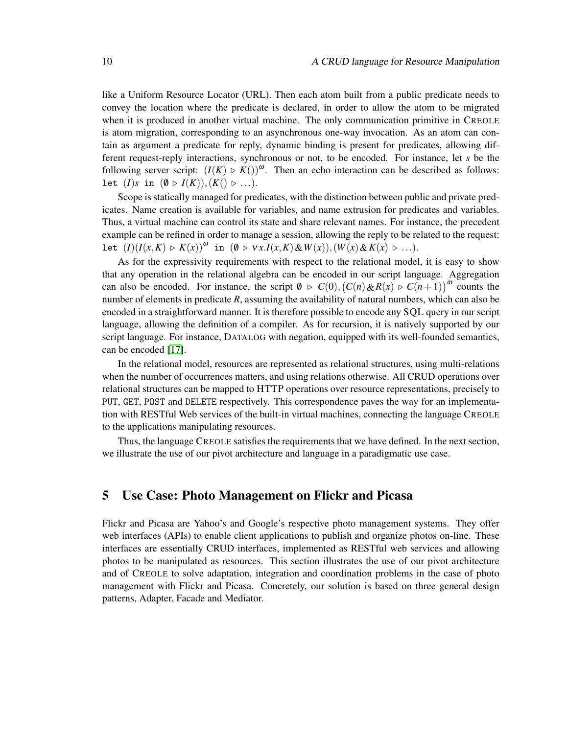like a Uniform Resource Locator (URL). Then each atom built from a public predicate needs to convey the location where the predicate is declared, in order to allow the atom to be migrated when it is produced in another virtual machine. The only communication primitive in CREOLE is atom migration, corresponding to an asynchronous one-way invocation. As an atom can contain as argument a predicate for reply, dynamic binding is present for predicates, allowing different request-reply interactions, synchronous or not, to be encoded. For instance, let $s$ be the following server script: $(I(K) \triangleright K())^{\omega}$. Then an echo interaction can be described as follows: `let` $(I)s$ `in` $(\emptyset \triangleright I(K)), (K() \triangleright \ldots)$.

Scope is statically managed for predicates, with the distinction between public and private predicates. Name creation is available for variables, and name extrusion for predicates and variables. Thus, a virtual machine can control its state and share relevant names. For instance, the precedent example can be refined in order to manage a session, allowing the reply to be related to the request: `let` $(I)(I(x,K) \triangleright K(x))^{\omega}$ `in` $(\emptyset \triangleright \nu x.I(x,K) \,\&\, W(x)), (W(x) \,\&\, K(x) \triangleright \ldots)$.

As for the expressivity requirements with respect to the relational model, it is easy to show that any operation in the relational algebra can be encoded in our script language. Aggregation can also be encoded. For instance, the script $\emptyset \triangleright C(0), \big(C(n) \,\&\, R(x) \triangleright C(n+1)\big)^{\omega}$ counts the number of elements in predicate $R$, assuming the availability of natural numbers, which can also be encoded in a straightforward manner. It is therefore possible to encode any SQL query in our script language, allowing the definition of a compiler. As for recursion, it is natively supported by our script language. For instance, DATALOG with negation, equipped with its well-founded semantics, can be encoded [17].

In the relational model, resources are represented as relational structures, using multi-relations when the number of occurrences matters, and using relations otherwise. All CRUD operations over relational structures can be mapped to HTTP operations over resource representations, precisely to `PUT`, `GET`, `POST` and `DELETE` respectively. This correspondence paves the way for an implementation with RESTful Web services of the built-in virtual machines, connecting the language CREOLE to the applications manipulating resources.

Thus, the language CREOLE satisfies the requirements that we have defined. In the next section, we illustrate the use of our pivot architecture and language in a paradigmatic use case.

## 5 Use Case: Photo Management on Flickr and Picasa

Flickr and Picasa are Yahoo's and Google's respective photo management systems. They offer web interfaces (APIs) to enable client applications to publish and organize photos on-line. These interfaces are essentially CRUD interfaces, implemented as RESTful web services and allowing photos to be manipulated as resources. This section illustrates the use of our pivot architecture and of CREOLE to solve adaptation, integration and coordination problems in the case of photo management with Flickr and Picasa. Concretely, our solution is based on three general design patterns, Adapter, Facade and Mediator.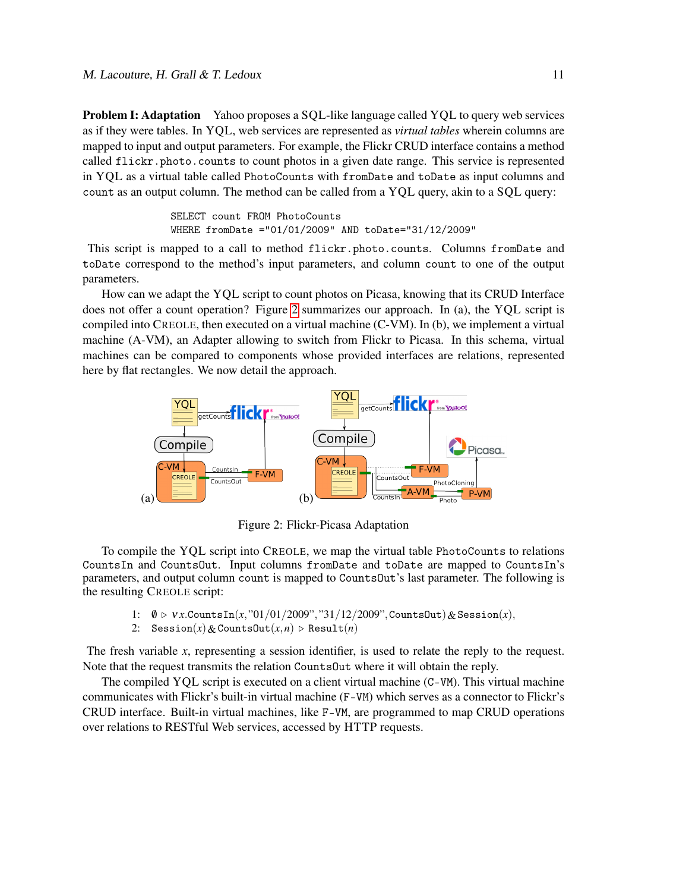**Problem I: Adaptation** Yahoo proposes a SQL-like language called YQL to query web services as if they were tables. In YQL, web services are represented as *virtual tables* wherein columns are mapped to input and output parameters. For example, the Flickr CRUD interface contains a method called `flickr.photo.counts` to count photos in a given date range. This service is represented in YQL as a virtual table called `PhotoCounts` with `fromDate` and `toDate` as input columns and `count` as an output column. The method can be called from a YQL query, akin to a SQL query:

```
SELECT count FROM PhotoCounts
WHERE fromDate ="01/01/2009" AND toDate="31/12/2009"
```

This script is mapped to a call to method `flickr.photo.counts`. Columns `fromDate` and `toDate` correspond to the method's input parameters, and column `count` to one of the output parameters.

How can we adapt the YQL script to count photos on Picasa, knowing that its CRUD Interface does not offer a count operation? Figure 2 summarizes our approach. In (a), the YQL script is compiled into CREOLE, then executed on a virtual machine (C-VM). In (b), we implement a virtual machine (A-VM), an Adapter allowing to switch from Flickr to Picasa. In this schema, virtual machines can be compared to components whose provided interfaces are relations, represented here by flat rectangles. We now detail the approach.

Figure 2: Flickr-Picasa Adaptation

To compile the YQL script into CREOLE, we map the virtual table `PhotoCounts` to relations `CountsIn` and `CountsOut`. Input columns `fromDate` and `toDate` are mapped to `CountsIn`'s parameters, and output column `count` is mapped to `CountsOut`'s last parameter. The following is the resulting CREOLE script:

1: $\emptyset \triangleright \nu x.\mathtt{CountsIn}(x, \text{"01/01/2009"}, \text{"31/12/2009"}, \mathtt{CountsOut}) \,\&\, \mathtt{Session}(x),$

2: $\mathtt{Session}(x) \,\&\, \mathtt{CountsOut}(x, n) \triangleright \mathtt{Result}(n)$

The fresh variable $x$, representing a session identifier, is used to relate the reply to the request. Note that the request transmits the relation `CountsOut` where it will obtain the reply.

The compiled YQL script is executed on a client virtual machine (`C-VM`). This virtual machine communicates with Flickr's built-in virtual machine (`F-VM`) which serves as a connector to Flickr's CRUD interface. Built-in virtual machines, like `F-VM`, are programmed to map CRUD operations over relations to RESTful Web services, accessed by HTTP requests.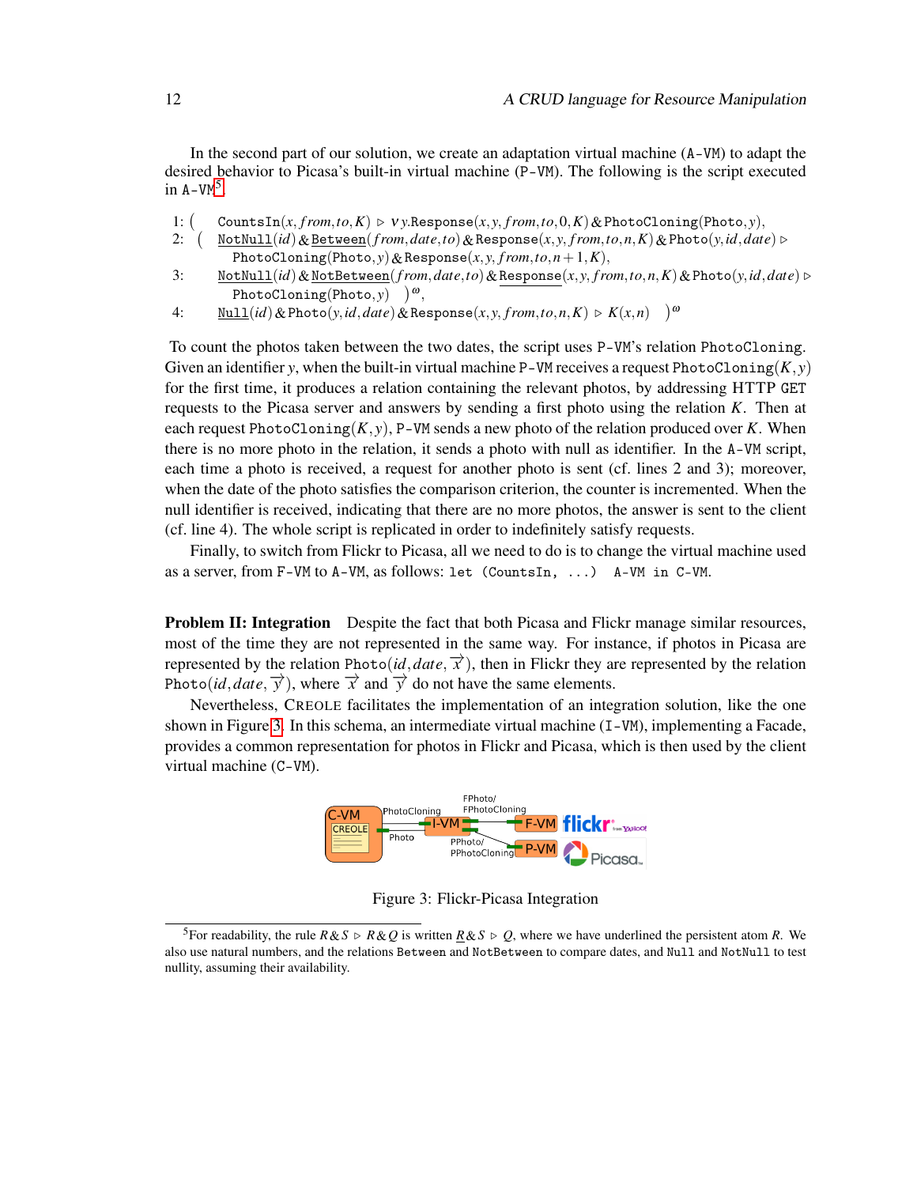In the second part of our solution, we create an adaptation virtual machine (A-VM) to adapt the desired behavior to Picasa's built-in virtual machine (P-VM). The following is the script executed in A-VM[5].

1: $($ $\texttt{CountsIn}(x, from, to, K) \triangleright \nu y.\texttt{Response}(x, y, from, to, 0, K) \,\&\, \texttt{PhotoCloning}(\texttt{Photo}, y),$

2: $($ $\underline{\texttt{NotNull}}(id) \,\&\, \underline{\texttt{Between}}(from, date, to) \,\&\, \texttt{Response}(x, y, from, to, n, K) \,\&\, \texttt{Photo}(y, id, date) \triangleright$
$\texttt{PhotoCloning}(\texttt{Photo}, y) \,\&\, \texttt{Response}(x, y, from, to, n+1, K),$

3: $\underline{\texttt{NotNull}}(id) \,\&\, \underline{\texttt{NotBetween}}(from, date, to) \,\&\, \underline{\texttt{Response}}(x, y, from, to, n, K) \,\&\, \texttt{Photo}(y, id, date) \triangleright$
$\texttt{PhotoCloning}(\texttt{Photo}, y) \quad )^{\omega},$

4: $\underline{\texttt{Null}}(id) \,\&\, \texttt{Photo}(y, id, date) \,\&\, \texttt{Response}(x, y, from, to, n, K) \triangleright K(x, n) \quad )^{\omega}$

To count the photos taken between the two dates, the script uses P-VM's relation PhotoCloning. Given an identifier $y$, when the built-in virtual machine P-VM receives a request $\texttt{PhotoCloning}(K, y)$ for the first time, it produces a relation containing the relevant photos, by addressing HTTP GET requests to the Picasa server and answers by sending a first photo using the relation $K$. Then at each request $\texttt{PhotoCloning}(K, y)$, P-VM sends a new photo of the relation produced over $K$. When there is no more photo in the relation, it sends a photo with null as identifier. In the A-VM script, each time a photo is received, a request for another photo is sent (cf. lines 2 and 3); moreover, when the date of the photo satisfies the comparison criterion, the counter is incremented. When the null identifier is received, indicating that there are no more photos, the answer is sent to the client (cf. line 4). The whole script is replicated in order to indefinitely satisfy requests.

Finally, to switch from Flickr to Picasa, all we need to do is to change the virtual machine used as a server, from F-VM to A-VM, as follows: `let (CountsIn, ...)  A-VM in C-VM`.

**Problem II: Integration** Despite the fact that both Picasa and Flickr manage similar resources, most of the time they are not represented in the same way. For instance, if photos in Picasa are represented by the relation $\texttt{Photo}(id, date, \overrightarrow{x})$, then in Flickr they are represented by the relation $\texttt{Photo}(id, date, \overrightarrow{y})$, where $\overrightarrow{x}$ and $\overrightarrow{y}$ do not have the same elements.

Nevertheless, CREOLE facilitates the implementation of an integration solution, like the one shown in Figure 3. In this schema, an intermediate virtual machine (I-VM), implementing a Facade, provides a common representation for photos in Flickr and Picasa, which is then used by the client virtual machine (C-VM).

Figure 3: Flickr-Picasa Integration

[5] For readability, the rule $R \,\&\, S \triangleright R \,\&\, Q$ is written $\underline{R} \,\&\, S \triangleright Q$, where we have underlined the persistent atom $R$. We also use natural numbers, and the relations Between and NotBetween to compare dates, and Null and NotNull to test nullity, assuming their availability.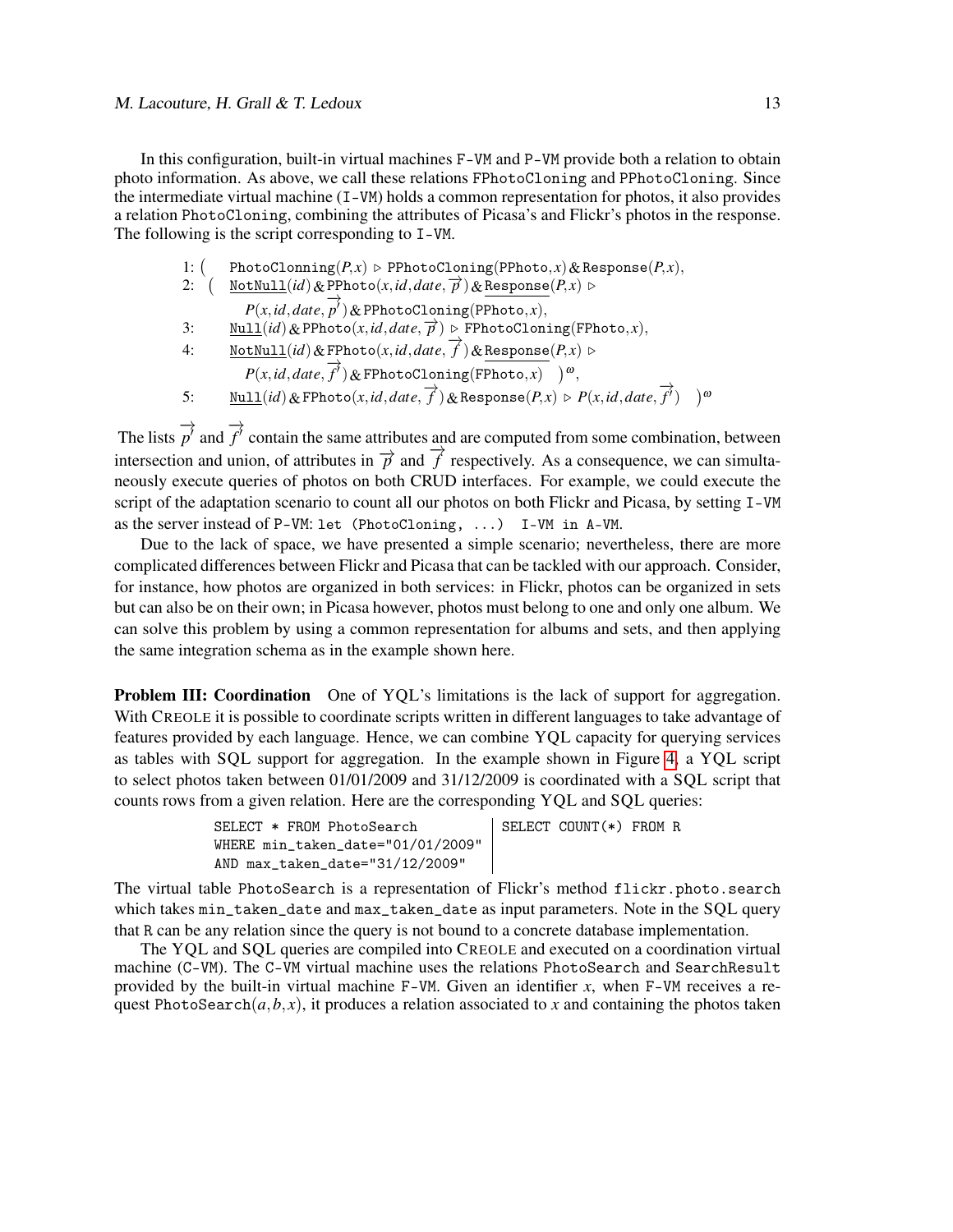In this configuration, built-in virtual machines F-VM and P-VM provide both a relation to obtain photo information. As above, we call these relations FPhotoCloning and PPhotoCloning. Since the intermediate virtual machine (I-VM) holds a common representation for photos, it also provides a relation PhotoCloning, combining the attributes of Picasa's and Flickr's photos in the response. The following is the script corresponding to I-VM.

$$
\begin{array}{ll}
1{:}\ ( & \texttt{PhotoClonning}(P,x) \triangleright \texttt{PPhotoCloning}(\texttt{PPhoto},x)\,\&\,\texttt{Response}(P,x),\\
2{:}\ \ \ ( & \underline{\texttt{NotNull}}(id)\,\&\,\texttt{PPhoto}(x,id,date,\overrightarrow{p})\,\&\,\underline{\texttt{Response}}(P,x) \triangleright \\
 & \quad P(x,id,date,\overrightarrow{p'})\,\&\,\texttt{PPhotoCloning}(\texttt{PPhoto},x),\\
3{:} & \underline{\texttt{Null}}(id)\,\&\,\texttt{PPhoto}(x,id,date,\overrightarrow{p}) \triangleright \texttt{FPhotoCloning}(\texttt{FPhoto},x),\\
4{:} & \underline{\texttt{NotNull}}(id)\,\&\,\texttt{FPhoto}(x,id,date,\overrightarrow{f})\,\&\,\underline{\texttt{Response}}(P,x) \triangleright \\
 & \quad P(x,id,date,\overrightarrow{f'})\,\&\,\texttt{FPhotoCloning}(\texttt{FPhoto},x)\quad )^{\omega},\\
5{:} & \underline{\texttt{Null}}(id)\,\&\,\texttt{FPhoto}(x,id,date,\overrightarrow{f})\,\&\,\texttt{Response}(P,x) \triangleright P(x,id,date,\overrightarrow{f'})\quad )^{\omega}
\end{array}
$$

The lists $\overrightarrow{p'}$ and $\overrightarrow{f'}$ contain the same attributes and are computed from some combination, between intersection and union, of attributes in $\overrightarrow{p}$ and $\overrightarrow{f}$ respectively. As a consequence, we can simultaneously execute queries of photos on both CRUD interfaces. For example, we could execute the script of the adaptation scenario to count all our photos on both Flickr and Picasa, by setting I-VM as the server instead of P-VM: `let (PhotoCloning, ...) I-VM in A-VM`.

Due to the lack of space, we have presented a simple scenario; nevertheless, there are more complicated differences between Flickr and Picasa that can be tackled with our approach. Consider, for instance, how photos are organized in both services: in Flickr, photos can be organized in sets but can also be on their own; in Picasa however, photos must belong to one and only one album. We can solve this problem by using a common representation for albums and sets, and then applying the same integration schema as in the example shown here.

**Problem III: Coordination** One of YQL's limitations is the lack of support for aggregation. With CREOLE it is possible to coordinate scripts written in different languages to take advantage of features provided by each language. Hence, we can combine YQL capacity for querying services as tables with SQL support for aggregation. In the example shown in Figure 4, a YQL script to select photos taken between 01/01/2009 and 31/12/2009 is coordinated with a SQL script that counts rows from a given relation. Here are the corresponding YQL and SQL queries:

```
SELECT * FROM PhotoSearch
WHERE min_taken_date="01/01/2009"
AND max_taken_date="31/12/2009"
```

```
SELECT COUNT(*) FROM R
```

The virtual table PhotoSearch is a representation of Flickr's method `flickr.photo.search` which takes `min_taken_date` and `max_taken_date` as input parameters. Note in the SQL query that R can be any relation since the query is not bound to a concrete database implementation.

The YQL and SQL queries are compiled into CREOLE and executed on a coordination virtual machine (C-VM). The C-VM virtual machine uses the relations PhotoSearch and SearchResult provided by the built-in virtual machine F-VM. Given an identifier $x$, when F-VM receives a request PhotoSearch$(a,b,x)$, it produces a relation associated to $x$ and containing the photos taken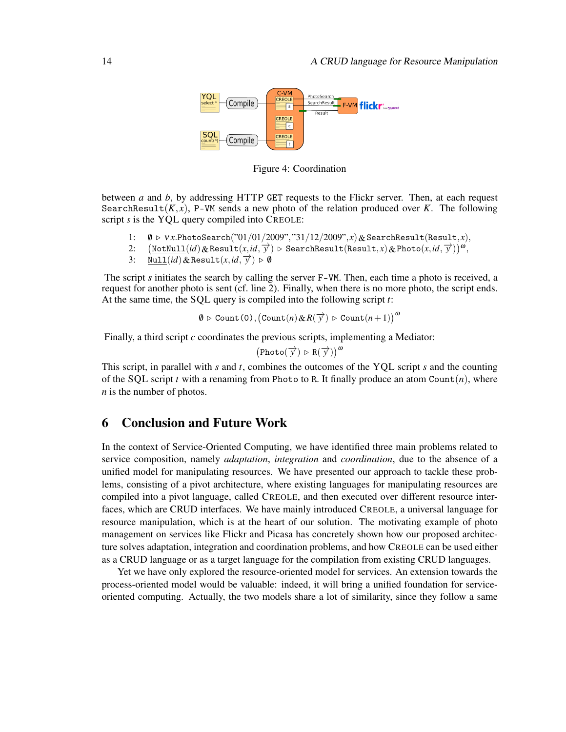Figure 4: Coordination

between $a$ and $b$, by addressing HTTP GET requests to the Flickr server. Then, at each request $\texttt{SearchResult}(K,x)$, P-VM sends a new photo of the relation produced over $K$. The following script $s$ is the YQL query compiled into CREOLE:

1: $\emptyset \triangleright \nu x.\texttt{PhotoSearch}(\text{"01/01/2009"}, \text{"31/12/2009"}, x) \,\&\, \texttt{SearchResult}(\texttt{Result}, x)$,
2: $\left(\underline{\texttt{NotNull}}(id) \,\&\, \texttt{Result}(x, id, \overrightarrow{y}) \triangleright \texttt{SearchResult}(\texttt{Result}, x) \,\&\, \texttt{Photo}(x, id, \overrightarrow{y})\right)^{\omega}$,
3: $\underline{\texttt{Null}}(id) \,\&\, \texttt{Result}(x, id, \overrightarrow{y}) \triangleright \emptyset$

The script $s$ initiates the search by calling the server F-VM. Then, each time a photo is received, a request for another photo is sent (cf. line 2). Finally, when there is no more photo, the script ends. At the same time, the SQL query is compiled into the following script $t$:

$$\emptyset \triangleright \texttt{Count(0)}, \left(\texttt{Count}(n) \,\&\, R(\overrightarrow{y}) \triangleright \texttt{Count}(n+1)\right)^{\omega}$$

Finally, a third script $c$ coordinates the previous scripts, implementing a Mediator:

$$\left(\texttt{Photo}(\overrightarrow{y}) \triangleright \texttt{R}(\overrightarrow{y})\right)^{\omega}$$

This script, in parallel with $s$ and $t$, combines the outcomes of the YQL script $s$ and the counting of the SQL script $t$ with a renaming from Photo to R. It finally produce an atom $\texttt{Count}(n)$, where $n$ is the number of photos.

## 6 Conclusion and Future Work

In the context of Service-Oriented Computing, we have identified three main problems related to service composition, namely *adaptation*, *integration* and *coordination*, due to the absence of a unified model for manipulating resources. We have presented our approach to tackle these problems, consisting of a pivot architecture, where existing languages for manipulating resources are compiled into a pivot language, called CREOLE, and then executed over different resource interfaces, which are CRUD interfaces. We have mainly introduced CREOLE, a universal language for resource manipulation, which is at the heart of our solution. The motivating example of photo management on services like Flickr and Picasa has concretely shown how our proposed architecture solves adaptation, integration and coordination problems, and how CREOLE can be used either as a CRUD language or as a target language for the compilation from existing CRUD languages.

Yet we have only explored the resource-oriented model for services. An extension towards the process-oriented model would be valuable: indeed, it will bring a unified foundation for service-oriented computing. Actually, the two models share a lot of similarity, since they follow a same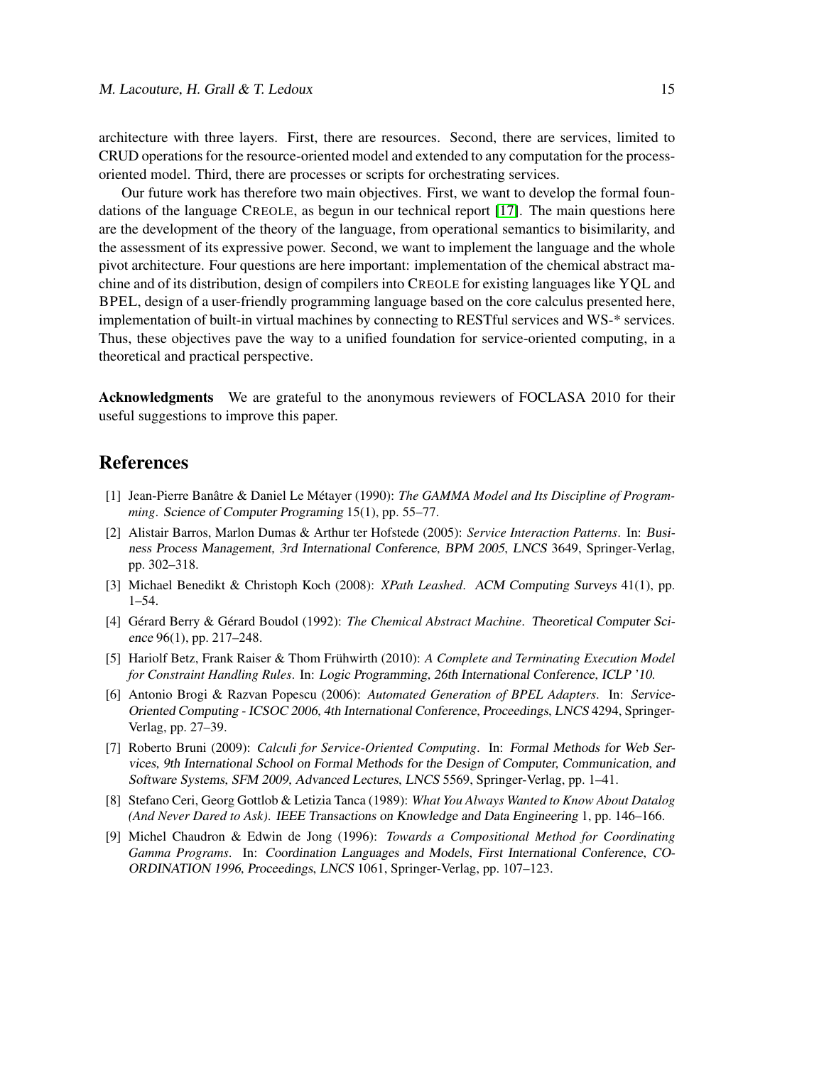architecture with three layers. First, there are resources. Second, there are services, limited to CRUD operations for the resource-oriented model and extended to any computation for the process-oriented model. Third, there are processes or scripts for orchestrating services.

Our future work has therefore two main objectives. First, we want to develop the formal foundations of the language CREOLE, as begun in our technical report [17]. The main questions here are the development of the theory of the language, from operational semantics to bisimilarity, and the assessment of its expressive power. Second, we want to implement the language and the whole pivot architecture. Four questions are here important: implementation of the chemical abstract machine and of its distribution, design of compilers into CREOLE for existing languages like YQL and BPEL, design of a user-friendly programming language based on the core calculus presented here, implementation of built-in virtual machines by connecting to RESTful services and WS-* services. Thus, these objectives pave the way to a unified foundation for service-oriented computing, in a theoretical and practical perspective.

**Acknowledgments** We are grateful to the anonymous reviewers of FOCLASA 2010 for their useful suggestions to improve this paper.

## References

[1] Jean-Pierre Banâtre & Daniel Le Métayer (1990): *The GAMMA Model and Its Discipline of Programming*. Science of Computer Programing 15(1), pp. 55–77.

[2] Alistair Barros, Marlon Dumas & Arthur ter Hofstede (2005): *Service Interaction Patterns*. In: Business Process Management, 3rd International Conference, BPM 2005, LNCS 3649, Springer-Verlag, pp. 302–318.

[3] Michael Benedikt & Christoph Koch (2008): *XPath Leashed*. ACM Computing Surveys 41(1), pp. 1–54.

[4] Gérard Berry & Gérard Boudol (1992): *The Chemical Abstract Machine*. Theoretical Computer Science 96(1), pp. 217–248.

[5] Hariolf Betz, Frank Raiser & Thom Frühwirth (2010): *A Complete and Terminating Execution Model for Constraint Handling Rules*. In: Logic Programming, 26th International Conference, ICLP '10.

[6] Antonio Brogi & Razvan Popescu (2006): *Automated Generation of BPEL Adapters*. In: Service-Oriented Computing - ICSOC 2006, 4th International Conference, Proceedings, LNCS 4294, Springer-Verlag, pp. 27–39.

[7] Roberto Bruni (2009): *Calculi for Service-Oriented Computing*. In: Formal Methods for Web Services, 9th International School on Formal Methods for the Design of Computer, Communication, and Software Systems, SFM 2009, Advanced Lectures, LNCS 5569, Springer-Verlag, pp. 1–41.

[8] Stefano Ceri, Georg Gottlob & Letizia Tanca (1989): *What You Always Wanted to Know About Datalog (And Never Dared to Ask)*. IEEE Transactions on Knowledge and Data Engineering 1, pp. 146–166.

[9] Michel Chaudron & Edwin de Jong (1996): *Towards a Compositional Method for Coordinating Gamma Programs*. In: Coordination Languages and Models, First International Conference, COORDINATION 1996, Proceedings, LNCS 1061, Springer-Verlag, pp. 107–123.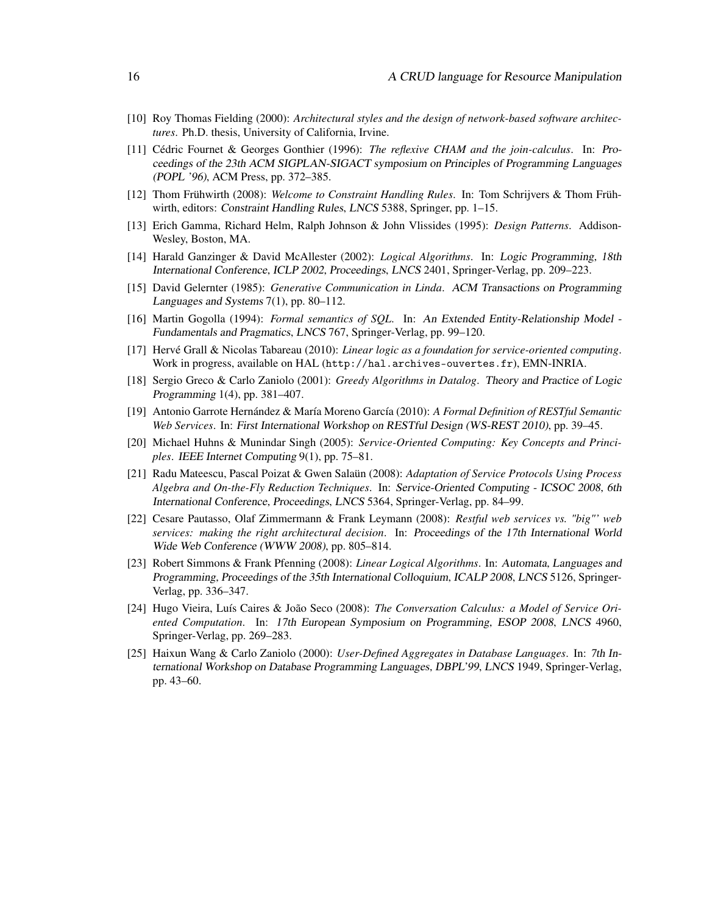[10] Roy Thomas Fielding (2000): *Architectural styles and the design of network-based software architectures*. Ph.D. thesis, University of California, Irvine.

[11] Cédric Fournet & Georges Gonthier (1996): *The reflexive CHAM and the join-calculus*. In: *Proceedings of the 23th ACM SIGPLAN-SIGACT symposium on Principles of Programming Languages (POPL '96)*, ACM Press, pp. 372–385.

[12] Thom Frühwirth (2008): *Welcome to Constraint Handling Rules*. In: Tom Schrijvers & Thom Frühwirth, editors: *Constraint Handling Rules*, *LNCS* 5388, Springer, pp. 1–15.

[13] Erich Gamma, Richard Helm, Ralph Johnson & John Vlissides (1995): *Design Patterns*. Addison-Wesley, Boston, MA.

[14] Harald Ganzinger & David McAllester (2002): *Logical Algorithms*. In: *Logic Programming, 18th International Conference, ICLP 2002, Proceedings*, *LNCS* 2401, Springer-Verlag, pp. 209–223.

[15] David Gelernter (1985): *Generative Communication in Linda*. *ACM Transactions on Programming Languages and Systems* 7(1), pp. 80–112.

[16] Martin Gogolla (1994): *Formal semantics of SQL*. In: *An Extended Entity-Relationship Model - Fundamentals and Pragmatics*, *LNCS* 767, Springer-Verlag, pp. 99–120.

[17] Hervé Grall & Nicolas Tabareau (2010): *Linear logic as a foundation for service-oriented computing*. Work in progress, available on HAL (`http://hal.archives-ouvertes.fr`), EMN-INRIA.

[18] Sergio Greco & Carlo Zaniolo (2001): *Greedy Algorithms in Datalog*. *Theory and Practice of Logic Programming* 1(4), pp. 381–407.

[19] Antonio Garrote Hernández & María Moreno García (2010): *A Formal Definition of RESTful Semantic Web Services*. In: *First International Workshop on RESTful Design (WS-REST 2010)*, pp. 39–45.

[20] Michael Huhns & Munindar Singh (2005): *Service-Oriented Computing: Key Concepts and Principles*. *IEEE Internet Computing* 9(1), pp. 75–81.

[21] Radu Mateescu, Pascal Poizat & Gwen Salaün (2008): *Adaptation of Service Protocols Using Process Algebra and On-the-Fly Reduction Techniques*. In: *Service-Oriented Computing - ICSOC 2008, 6th International Conference, Proceedings*, *LNCS* 5364, Springer-Verlag, pp. 84–99.

[22] Cesare Pautasso, Olaf Zimmermann & Frank Leymann (2008): *Restful web services vs. "big"' web services: making the right architectural decision*. In: *Proceedings of the 17th International World Wide Web Conference (WWW 2008)*, pp. 805–814.

[23] Robert Simmons & Frank Pfenning (2008): *Linear Logical Algorithms*. In: *Automata, Languages and Programming, Proceedings of the 35th International Colloquium, ICALP 2008*, *LNCS* 5126, Springer-Verlag, pp. 336–347.

[24] Hugo Vieira, Luís Caires & João Seco (2008): *The Conversation Calculus: a Model of Service Oriented Computation*. In: *17th European Symposium on Programming, ESOP 2008*, *LNCS* 4960, Springer-Verlag, pp. 269–283.

[25] Haixun Wang & Carlo Zaniolo (2000): *User-Defined Aggregates in Database Languages*. In: *7th International Workshop on Database Programming Languages, DBPL'99*, *LNCS* 1949, Springer-Verlag, pp. 43–60.